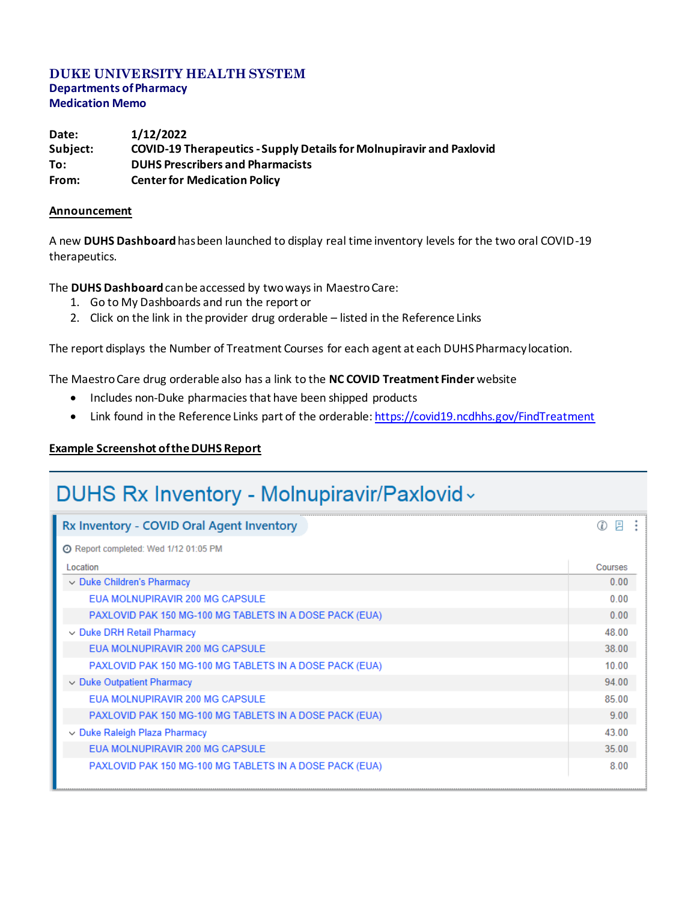**DUKE UNIVERSITY HEALTH SYSTEM**
**Departments of Pharmacy**
**Medication Memo**

| | |
|---|---|
| **Date:** | **1/12/2022** |
| **Subject:** | **COVID-19 Therapeutics - Supply Details for Molnupiravir and Paxlovid** |
| **To:** | **DUHS Prescribers and Pharmacists** |
| **From:** | **Center for Medication Policy** |

## Announcement

A new **DUHS Dashboard** has been launched to display real time inventory levels for the two oral COVID-19 therapeutics.

The **DUHS Dashboard** can be accessed by two ways in Maestro Care:

1. Go to My Dashboards and run the report or
2. Click on the link in the provider drug orderable – listed in the Reference Links

The report displays the Number of Treatment Courses for each agent at each DUHS Pharmacy location.

The Maestro Care drug orderable also has a link to the **NC COVID Treatment Finder** website

- Includes non-Duke pharmacies that have been shipped products
- Link found in the Reference Links part of the orderable: https://covid19.ncdhhs.gov/FindTreatment

## Example Screenshot of the DUHS Report

DUHS Rx Inventory - Molnupiravir/Paxlovid

Rx Inventory - COVID Oral Agent Inventory

Report completed: Wed 1/12 01:05 PM

| Location | Courses |
|---|---|
| Duke Children's Pharmacy | 0.00 |
| EUA MOLNUPIRAVIR 200 MG CAPSULE | 0.00 |
| PAXLOVID PAK 150 MG-100 MG TABLETS IN A DOSE PACK (EUA) | 0.00 |
| Duke DRH Retail Pharmacy | 48.00 |
| EUA MOLNUPIRAVIR 200 MG CAPSULE | 38.00 |
| PAXLOVID PAK 150 MG-100 MG TABLETS IN A DOSE PACK (EUA) | 10.00 |
| Duke Outpatient Pharmacy | 94.00 |
| EUA MOLNUPIRAVIR 200 MG CAPSULE | 85.00 |
| PAXLOVID PAK 150 MG-100 MG TABLETS IN A DOSE PACK (EUA) | 9.00 |
| Duke Raleigh Plaza Pharmacy | 43.00 |
| EUA MOLNUPIRAVIR 200 MG CAPSULE | 35.00 |
| PAXLOVID PAK 150 MG-100 MG TABLETS IN A DOSE PACK (EUA) | 8.00 |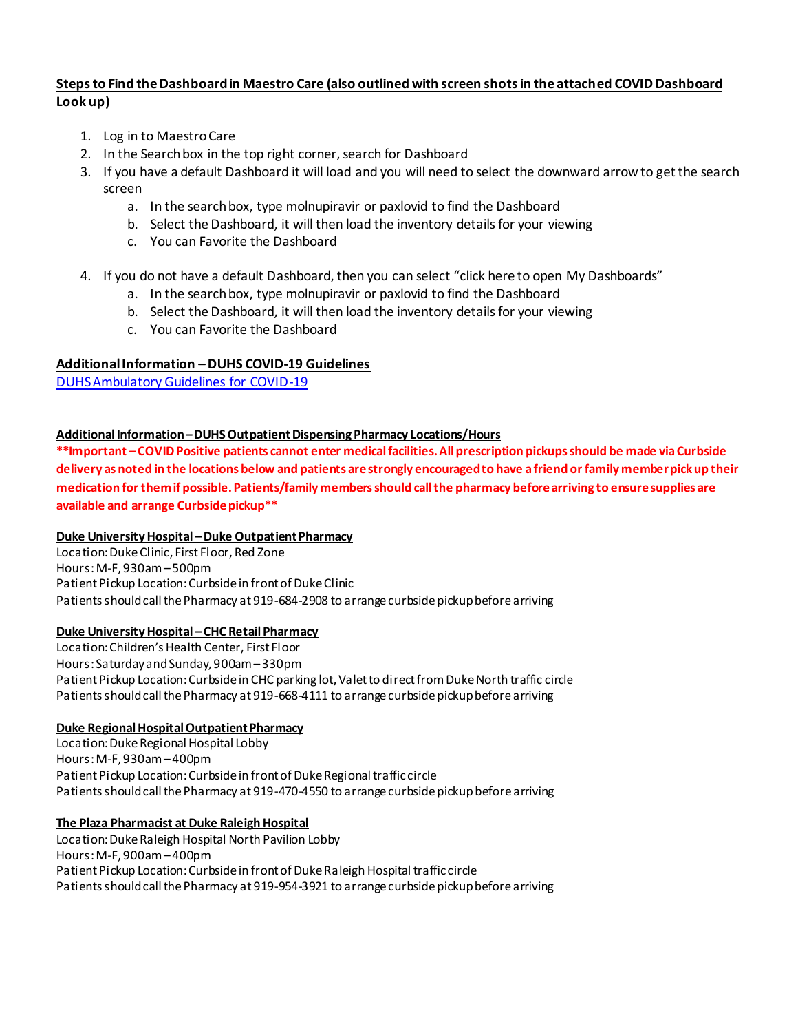**Steps to Find the Dashboard in Maestro Care (also outlined with screen shots in the attached COVID Dashboard Look up)**

1. Log in to Maestro Care
2. In the Search box in the top right corner, search for Dashboard
3. If you have a default Dashboard it will load and you will need to select the downward arrow to get the search screen
   a. In the search box, type molnupiravir or paxlovid to find the Dashboard
   b. Select the Dashboard, it will then load the inventory details for your viewing
   c. You can Favorite the Dashboard
4. If you do not have a default Dashboard, then you can select "click here to open My Dashboards"
   a. In the search box, type molnupiravir or paxlovid to find the Dashboard
   b. Select the Dashboard, it will then load the inventory details for your viewing
   c. You can Favorite the Dashboard

**Additional Information – DUHS COVID-19 Guidelines**

DUHS Ambulatory Guidelines for COVID-19

**Additional Information – DUHS Outpatient Dispensing Pharmacy Locations/Hours**

****Important – COVID Positive patients cannot enter medical facilities. All prescription pickups should be made via Curbside delivery as noted in the locations below and patients are strongly encouraged to have a friend or family member pick up their medication for them if possible. Patients/family members should call the pharmacy before arriving to ensure supplies are available and arrange Curbside pickup****

**Duke University Hospital – Duke Outpatient Pharmacy**

Location: Duke Clinic, First Floor, Red Zone
Hours: M-F, 930am – 500pm
Patient Pickup Location: Curbside in front of Duke Clinic
Patients should call the Pharmacy at 919-684-2908 to arrange curbside pickup before arriving

**Duke University Hospital – CHC Retail Pharmacy**

Location: Children's Health Center, First Floor
Hours: Saturday and Sunday, 900am – 330pm
Patient Pickup Location: Curbside in CHC parking lot, Valet to direct from Duke North traffic circle
Patients should call the Pharmacy at 919-668-4111 to arrange curbside pickup before arriving

**Duke Regional Hospital Outpatient Pharmacy**

Location: Duke Regional Hospital Lobby
Hours: M-F, 930am – 400pm
Patient Pickup Location: Curbside in front of Duke Regional traffic circle
Patients should call the Pharmacy at 919-470-4550 to arrange curbside pickup before arriving

**The Plaza Pharmacist at Duke Raleigh Hospital**

Location: Duke Raleigh Hospital North Pavilion Lobby
Hours: M-F, 900am – 400pm
Patient Pickup Location: Curbside in front of Duke Raleigh Hospital traffic circle
Patients should call the Pharmacy at 919-954-3921 to arrange curbside pickup before arriving